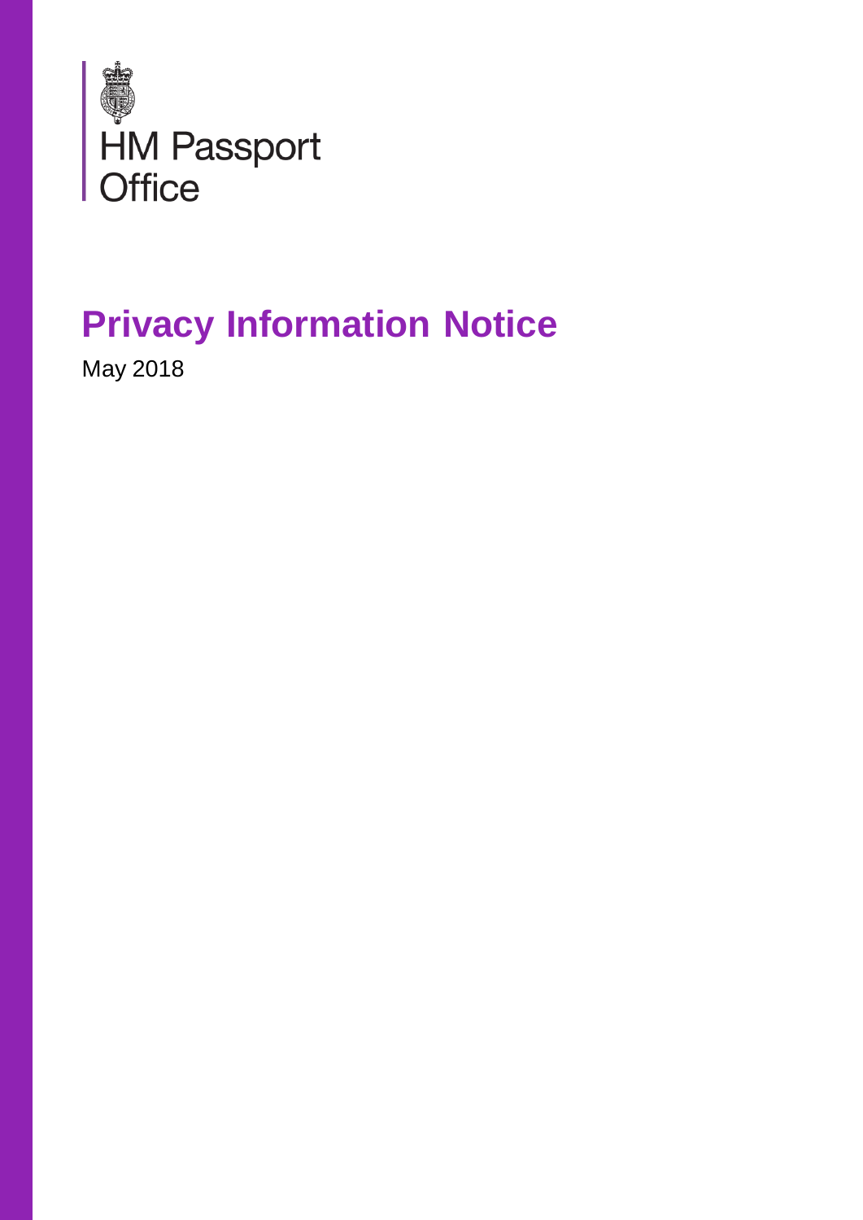HM Passport Office

# Privacy Information Notice

May 2018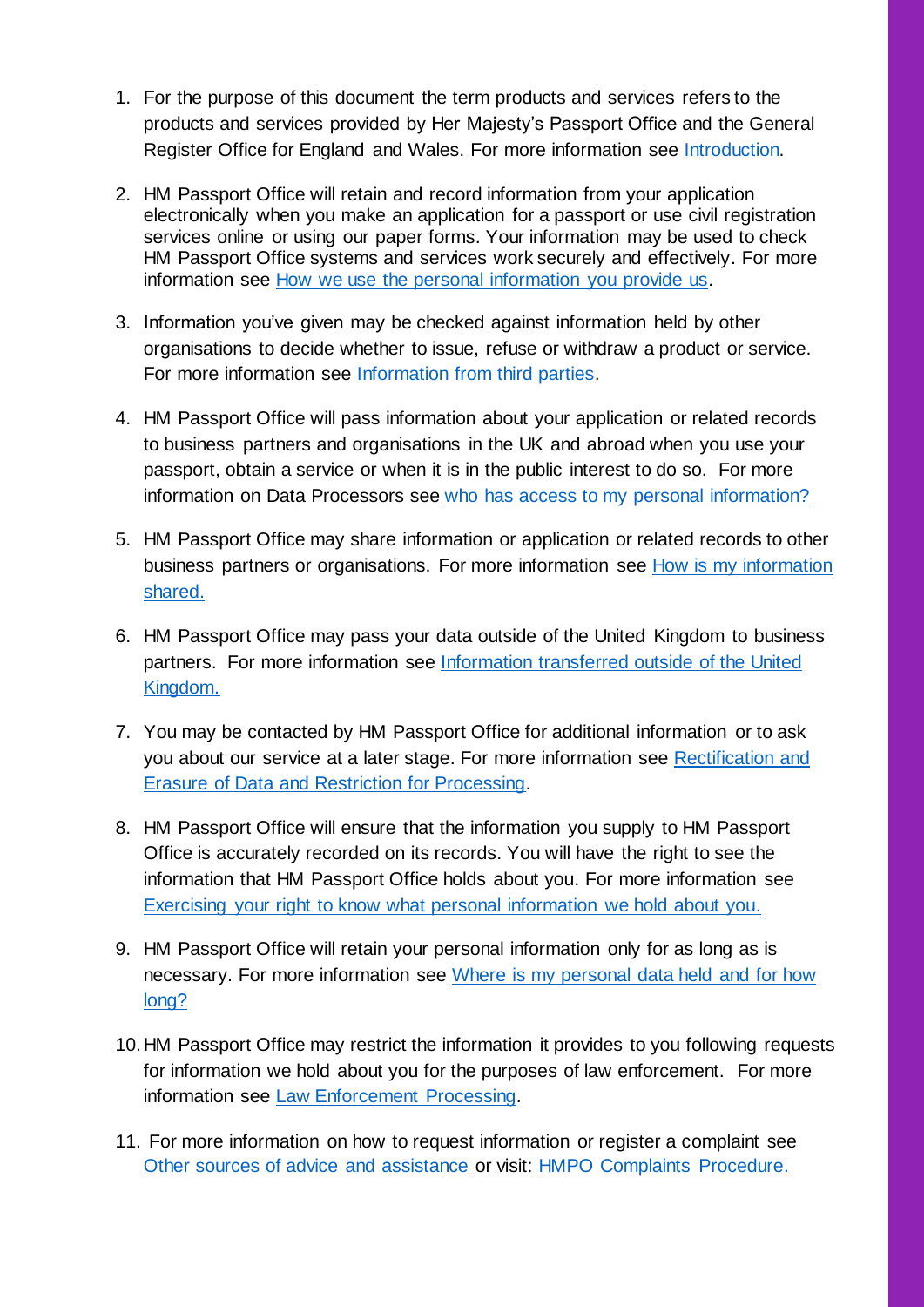1. For the purpose of this document the term products and services refers to the products and services provided by Her Majesty's Passport Office and the General Register Office for England and Wales. For more information see Introduction.

2. HM Passport Office will retain and record information from your application electronically when you make an application for a passport or use civil registration services online or using our paper forms. Your information may be used to check HM Passport Office systems and services work securely and effectively. For more information see How we use the personal information you provide us.

3. Information you've given may be checked against information held by other organisations to decide whether to issue, refuse or withdraw a product or service. For more information see Information from third parties.

4. HM Passport Office will pass information about your application or related records to business partners and organisations in the UK and abroad when you use your passport, obtain a service or when it is in the public interest to do so. For more information on Data Processors see who has access to my personal information?

5. HM Passport Office may share information or application or related records to other business partners or organisations. For more information see How is my information shared.

6. HM Passport Office may pass your data outside of the United Kingdom to business partners. For more information see Information transferred outside of the United Kingdom.

7. You may be contacted by HM Passport Office for additional information or to ask you about our service at a later stage. For more information see Rectification and Erasure of Data and Restriction for Processing.

8. HM Passport Office will ensure that the information you supply to HM Passport Office is accurately recorded on its records. You will have the right to see the information that HM Passport Office holds about you. For more information see Exercising your right to know what personal information we hold about you.

9. HM Passport Office will retain your personal information only for as long as is necessary. For more information see Where is my personal data held and for how long?

10. HM Passport Office may restrict the information it provides to you following requests for information we hold about you for the purposes of law enforcement. For more information see Law Enforcement Processing.

11. For more information on how to request information or register a complaint see Other sources of advice and assistance or visit: HMPO Complaints Procedure.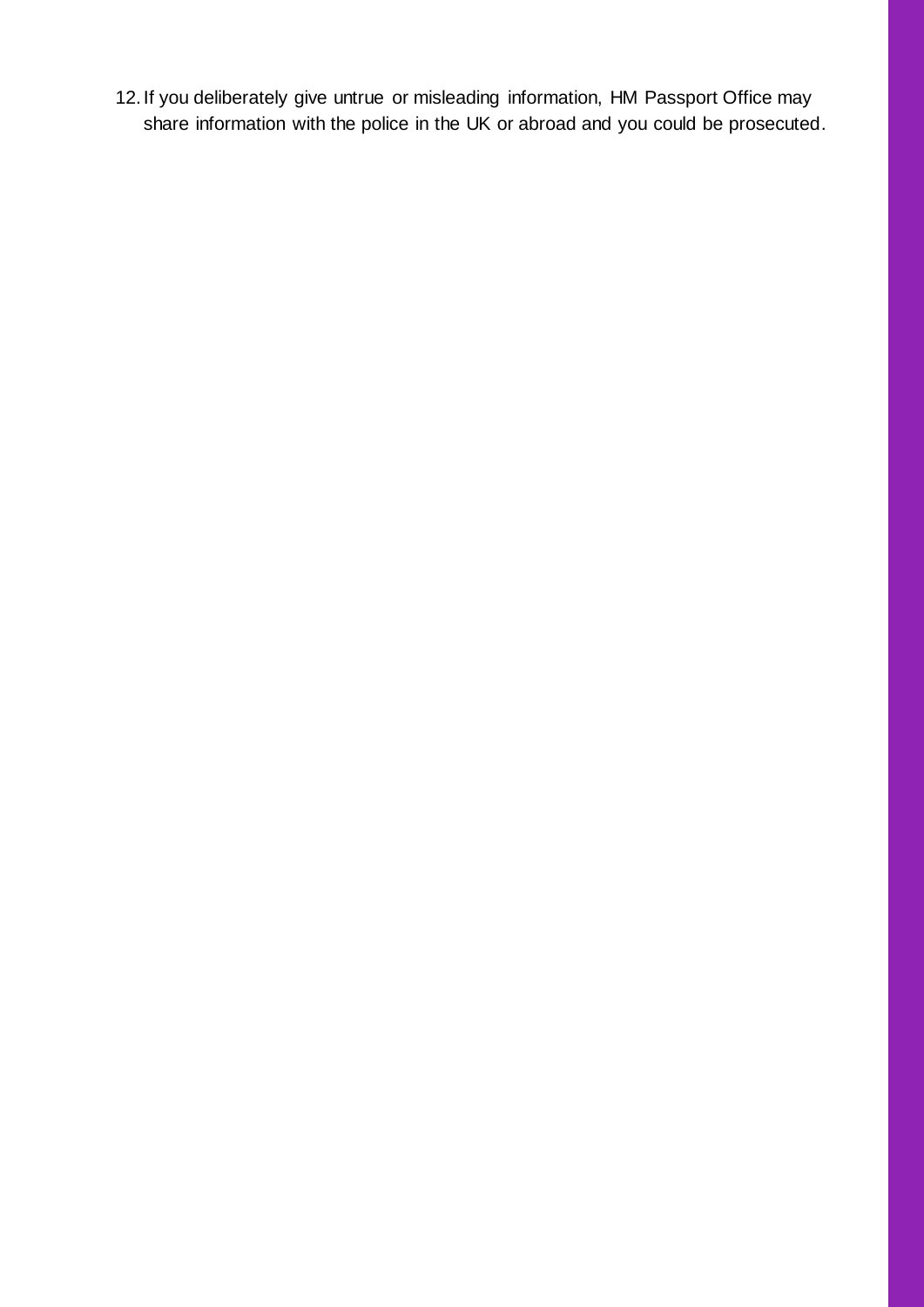12. If you deliberately give untrue or misleading information, HM Passport Office may share information with the police in the UK or abroad and you could be prosecuted.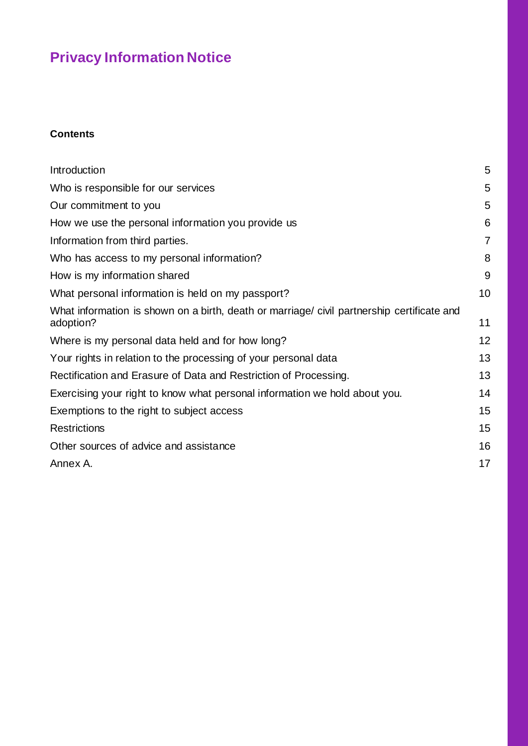# Privacy Information Notice

**Contents**

| | |
|---|---|
| Introduction | 5 |
| Who is responsible for our services | 5 |
| Our commitment to you | 5 |
| How we use the personal information you provide us | 6 |
| Information from third parties. | 7 |
| Who has access to my personal information? | 8 |
| How is my information shared | 9 |
| What personal information is held on my passport? | 10 |
| What information is shown on a birth, death or marriage/ civil partnership certificate and adoption? | 11 |
| Where is my personal data held and for how long? | 12 |
| Your rights in relation to the processing of your personal data | 13 |
| Rectification and Erasure of Data and Restriction of Processing. | 13 |
| Exercising your right to know what personal information we hold about you. | 14 |
| Exemptions to the right to subject access | 15 |
| Restrictions | 15 |
| Other sources of advice and assistance | 16 |
| Annex A. | 17 |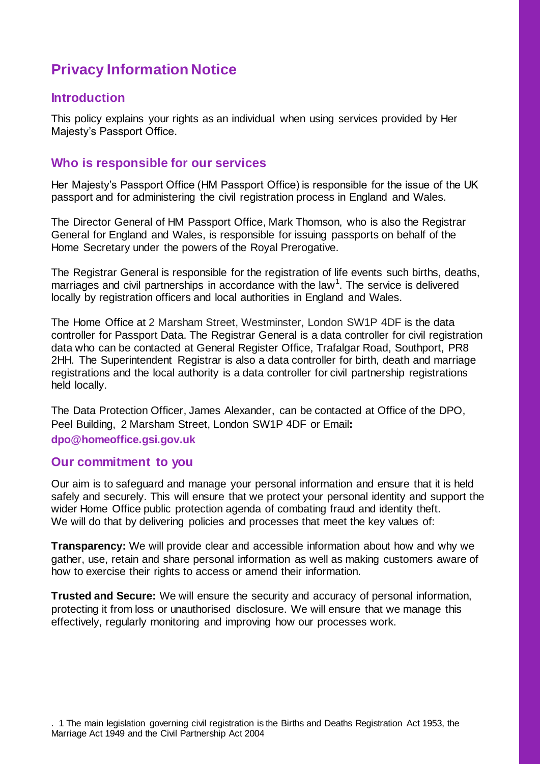# Privacy Information Notice

## Introduction

This policy explains your rights as an individual when using services provided by Her Majesty's Passport Office.

## Who is responsible for our services

Her Majesty's Passport Office (HM Passport Office) is responsible for the issue of the UK passport and for administering the civil registration process in England and Wales.

The Director General of HM Passport Office, Mark Thomson, who is also the Registrar General for England and Wales, is responsible for issuing passports on behalf of the Home Secretary under the powers of the Royal Prerogative.

The Registrar General is responsible for the registration of life events such births, deaths, marriages and civil partnerships in accordance with the law[1]. The service is delivered locally by registration officers and local authorities in England and Wales.

The Home Office at 2 Marsham Street, Westminster, London SW1P 4DF is the data controller for Passport Data. The Registrar General is a data controller for civil registration data who can be contacted at General Register Office, Trafalgar Road, Southport, PR8 2HH. The Superintendent Registrar is also a data controller for birth, death and marriage registrations and the local authority is a data controller for civil partnership registrations held locally.

The Data Protection Officer, James Alexander, can be contacted at Office of the DPO, Peel Building, 2 Marsham Street, London SW1P 4DF or Email: **dpo@homeoffice.gsi.gov.uk**

## Our commitment to you

Our aim is to safeguard and manage your personal information and ensure that it is held safely and securely. This will ensure that we protect your personal identity and support the wider Home Office public protection agenda of combating fraud and identity theft. We will do that by delivering policies and processes that meet the key values of:

**Transparency:** We will provide clear and accessible information about how and why we gather, use, retain and share personal information as well as making customers aware of how to exercise their rights to access or amend their information.

**Trusted and Secure:** We will ensure the security and accuracy of personal information, protecting it from loss or unauthorised disclosure. We will ensure that we manage this effectively, regularly monitoring and improving how our processes work.

. 1 The main legislation governing civil registration is the Births and Deaths Registration Act 1953, the Marriage Act 1949 and the Civil Partnership Act 2004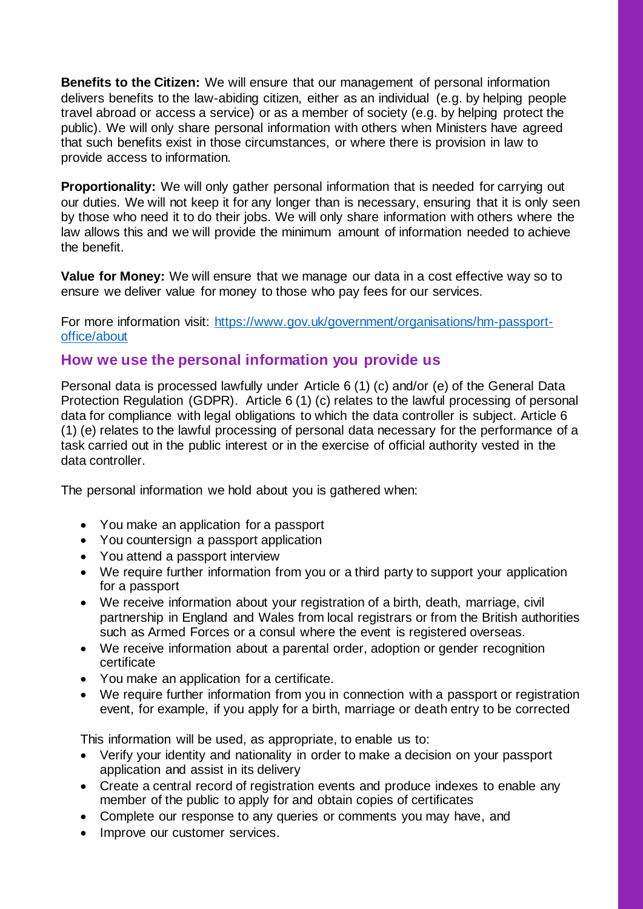**Benefits to the Citizen:** We will ensure that our management of personal information delivers benefits to the law-abiding citizen, either as an individual (e.g. by helping people travel abroad or access a service) or as a member of society (e.g. by helping protect the public). We will only share personal information with others when Ministers have agreed that such benefits exist in those circumstances, or where there is provision in law to provide access to information.

**Proportionality:** We will only gather personal information that is needed for carrying out our duties. We will not keep it for any longer than is necessary, ensuring that it is only seen by those who need it to do their jobs. We will only share information with others where the law allows this and we will provide the minimum amount of information needed to achieve the benefit.

**Value for Money:** We will ensure that we manage our data in a cost effective way so to ensure we deliver value for money to those who pay fees for our services.

For more information visit: [https://www.gov.uk/government/organisations/hm-passport-office/about](https://www.gov.uk/government/organisations/hm-passport-office/about)

## How we use the personal information you provide us

Personal data is processed lawfully under Article 6 (1) (c) and/or (e) of the General Data Protection Regulation (GDPR). Article 6 (1) (c) relates to the lawful processing of personal data for compliance with legal obligations to which the data controller is subject. Article 6 (1) (e) relates to the lawful processing of personal data necessary for the performance of a task carried out in the public interest or in the exercise of official authority vested in the data controller.

The personal information we hold about you is gathered when:

- You make an application for a passport
- You countersign a passport application
- You attend a passport interview
- We require further information from you or a third party to support your application for a passport
- We receive information about your registration of a birth, death, marriage, civil partnership in England and Wales from local registrars or from the British authorities such as Armed Forces or a consul where the event is registered overseas.
- We receive information about a parental order, adoption or gender recognition certificate
- You make an application for a certificate.
- We require further information from you in connection with a passport or registration event, for example, if you apply for a birth, marriage or death entry to be corrected

This information will be used, as appropriate, to enable us to:

- Verify your identity and nationality in order to make a decision on your passport application and assist in its delivery
- Create a central record of registration events and produce indexes to enable any member of the public to apply for and obtain copies of certificates
- Complete our response to any queries or comments you may have, and
- Improve our customer services.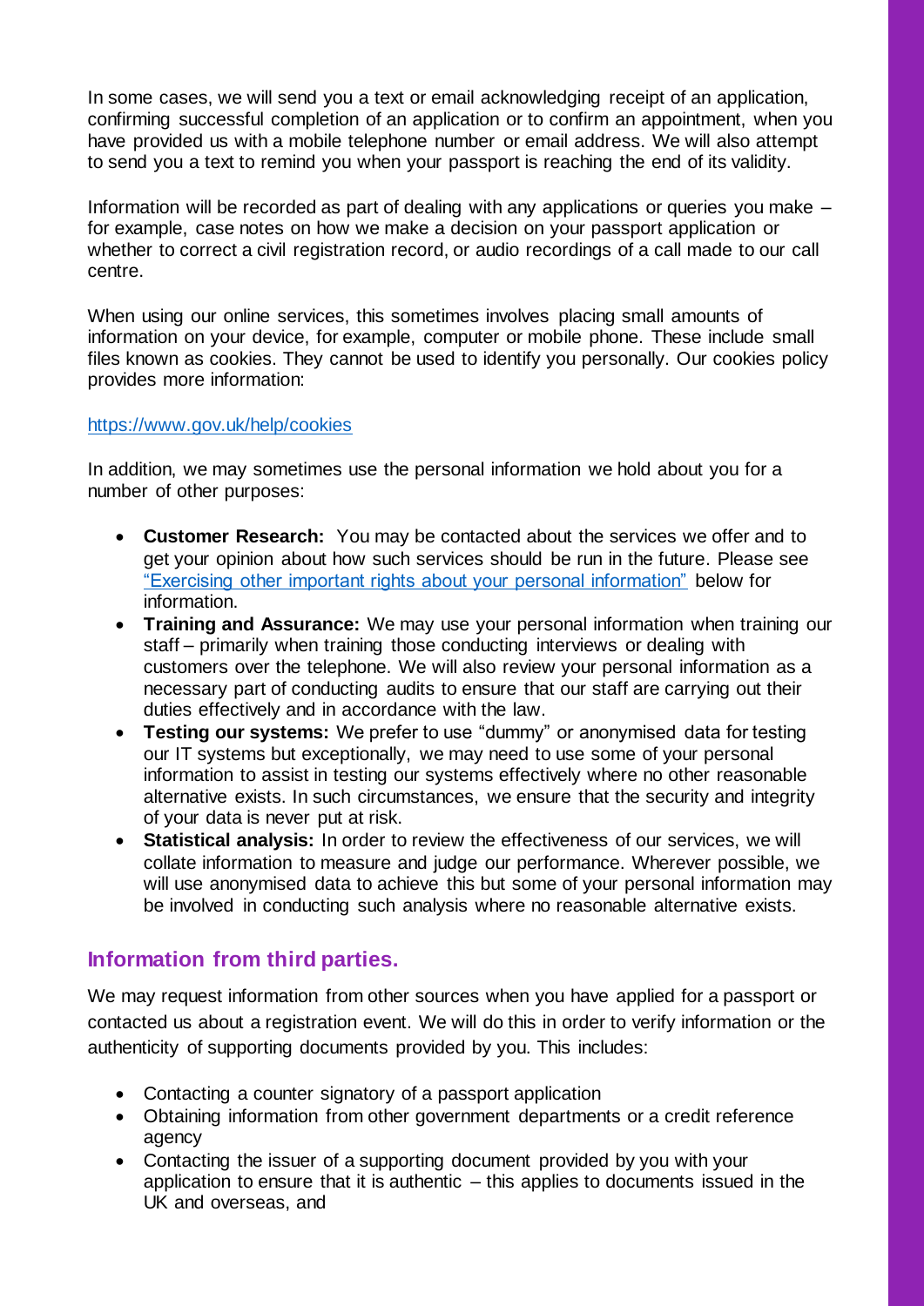In some cases, we will send you a text or email acknowledging receipt of an application, confirming successful completion of an application or to confirm an appointment, when you have provided us with a mobile telephone number or email address. We will also attempt to send you a text to remind you when your passport is reaching the end of its validity.

Information will be recorded as part of dealing with any applications or queries you make – for example, case notes on how we make a decision on your passport application or whether to correct a civil registration record, or audio recordings of a call made to our call centre.

When using our online services, this sometimes involves placing small amounts of information on your device, for example, computer or mobile phone. These include small files known as cookies. They cannot be used to identify you personally. Our cookies policy provides more information:

[https://www.gov.uk/help/cookies](https://www.gov.uk/help/cookies)

In addition, we may sometimes use the personal information we hold about you for a number of other purposes:

- **Customer Research:** You may be contacted about the services we offer and to get your opinion about how such services should be run in the future. Please see "Exercising other important rights about your personal information" below for information.
- **Training and Assurance:** We may use your personal information when training our staff – primarily when training those conducting interviews or dealing with customers over the telephone. We will also review your personal information as a necessary part of conducting audits to ensure that our staff are carrying out their duties effectively and in accordance with the law.
- **Testing our systems:** We prefer to use "dummy" or anonymised data for testing our IT systems but exceptionally, we may need to use some of your personal information to assist in testing our systems effectively where no other reasonable alternative exists. In such circumstances, we ensure that the security and integrity of your data is never put at risk.
- **Statistical analysis:** In order to review the effectiveness of our services, we will collate information to measure and judge our performance. Wherever possible, we will use anonymised data to achieve this but some of your personal information may be involved in conducting such analysis where no reasonable alternative exists.

## Information from third parties.

We may request information from other sources when you have applied for a passport or contacted us about a registration event. We will do this in order to verify information or the authenticity of supporting documents provided by you. This includes:

- Contacting a counter signatory of a passport application
- Obtaining information from other government departments or a credit reference agency
- Contacting the issuer of a supporting document provided by you with your application to ensure that it is authentic – this applies to documents issued in the UK and overseas, and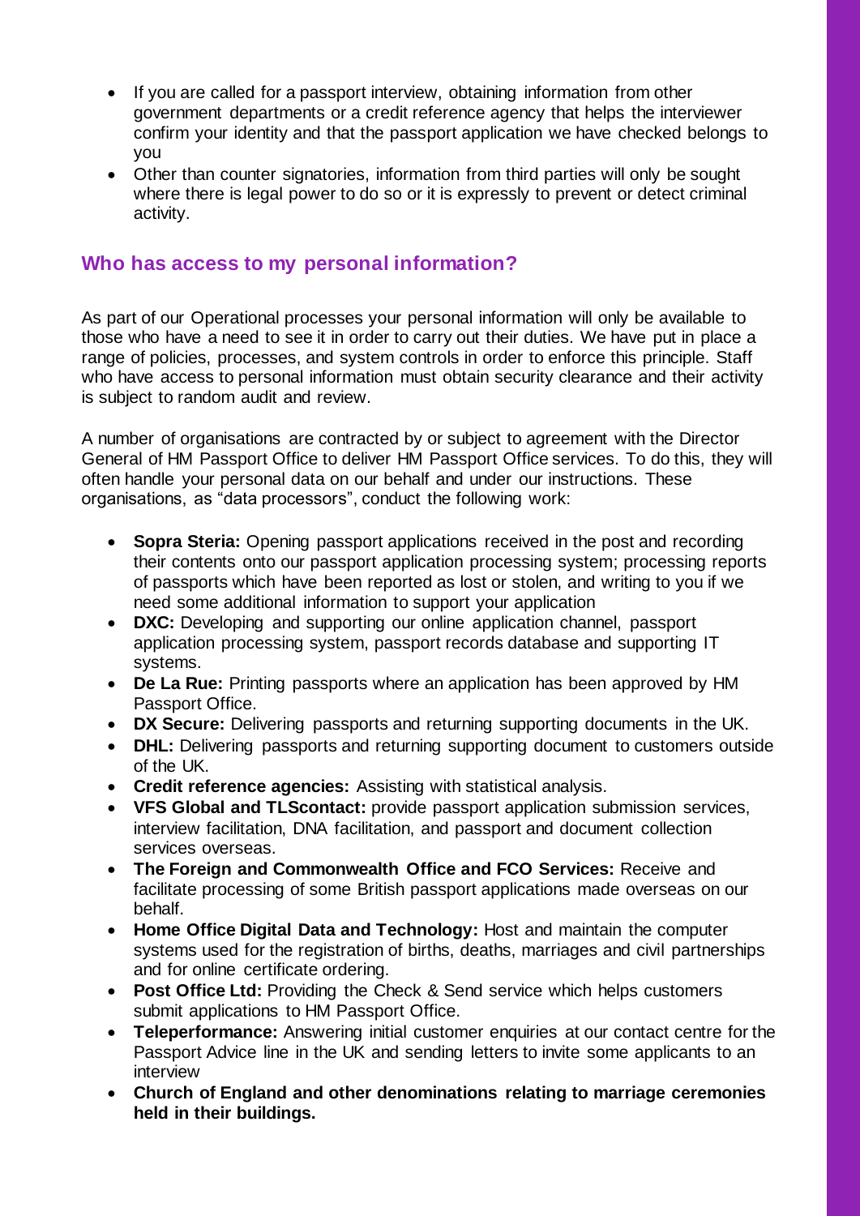- If you are called for a passport interview, obtaining information from other government departments or a credit reference agency that helps the interviewer confirm your identity and that the passport application we have checked belongs to you
- Other than counter signatories, information from third parties will only be sought where there is legal power to do so or it is expressly to prevent or detect criminal activity.

## Who has access to my personal information?

As part of our Operational processes your personal information will only be available to those who have a need to see it in order to carry out their duties. We have put in place a range of policies, processes, and system controls in order to enforce this principle. Staff who have access to personal information must obtain security clearance and their activity is subject to random audit and review.

A number of organisations are contracted by or subject to agreement with the Director General of HM Passport Office to deliver HM Passport Office services. To do this, they will often handle your personal data on our behalf and under our instructions. These organisations, as "data processors", conduct the following work:

- **Sopra Steria:** Opening passport applications received in the post and recording their contents onto our passport application processing system; processing reports of passports which have been reported as lost or stolen, and writing to you if we need some additional information to support your application
- **DXC:** Developing and supporting our online application channel, passport application processing system, passport records database and supporting IT systems.
- **De La Rue:** Printing passports where an application has been approved by HM Passport Office.
- **DX Secure:** Delivering passports and returning supporting documents in the UK.
- **DHL:** Delivering passports and returning supporting document to customers outside of the UK.
- **Credit reference agencies:** Assisting with statistical analysis.
- **VFS Global and TLScontact:** provide passport application submission services, interview facilitation, DNA facilitation, and passport and document collection services overseas.
- **The Foreign and Commonwealth Office and FCO Services:** Receive and facilitate processing of some British passport applications made overseas on our behalf.
- **Home Office Digital Data and Technology:** Host and maintain the computer systems used for the registration of births, deaths, marriages and civil partnerships and for online certificate ordering.
- **Post Office Ltd:** Providing the Check & Send service which helps customers submit applications to HM Passport Office.
- **Teleperformance:** Answering initial customer enquiries at our contact centre for the Passport Advice line in the UK and sending letters to invite some applicants to an interview
- **Church of England and other denominations relating to marriage ceremonies held in their buildings.**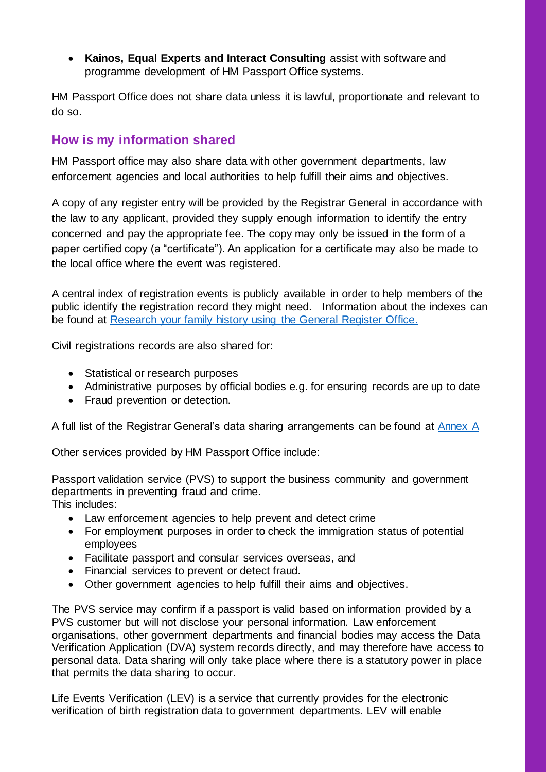- **Kainos, Equal Experts and Interact Consulting** assist with software and programme development of HM Passport Office systems.

HM Passport Office does not share data unless it is lawful, proportionate and relevant to do so.

## How is my information shared

HM Passport office may also share data with other government departments, law enforcement agencies and local authorities to help fulfill their aims and objectives.

A copy of any register entry will be provided by the Registrar General in accordance with the law to any applicant, provided they supply enough information to identify the entry concerned and pay the appropriate fee. The copy may only be issued in the form of a paper certified copy (a "certificate"). An application for a certificate may also be made to the local office where the event was registered.

A central index of registration events is publicly available in order to help members of the public identify the registration record they might need. Information about the indexes can be found at [Research your family history using the General Register Office.]()

Civil registrations records are also shared for:

- Statistical or research purposes
- Administrative purposes by official bodies e.g. for ensuring records are up to date
- Fraud prevention or detection.

A full list of the Registrar General's data sharing arrangements can be found at [Annex A]()

Other services provided by HM Passport Office include:

Passport validation service (PVS) to support the business community and government departments in preventing fraud and crime.
This includes:

- Law enforcement agencies to help prevent and detect crime
- For employment purposes in order to check the immigration status of potential employees
- Facilitate passport and consular services overseas, and
- Financial services to prevent or detect fraud.
- Other government agencies to help fulfill their aims and objectives.

The PVS service may confirm if a passport is valid based on information provided by a PVS customer but will not disclose your personal information. Law enforcement organisations, other government departments and financial bodies may access the Data Verification Application (DVA) system records directly, and may therefore have access to personal data. Data sharing will only take place where there is a statutory power in place that permits the data sharing to occur.

Life Events Verification (LEV) is a service that currently provides for the electronic verification of birth registration data to government departments. LEV will enable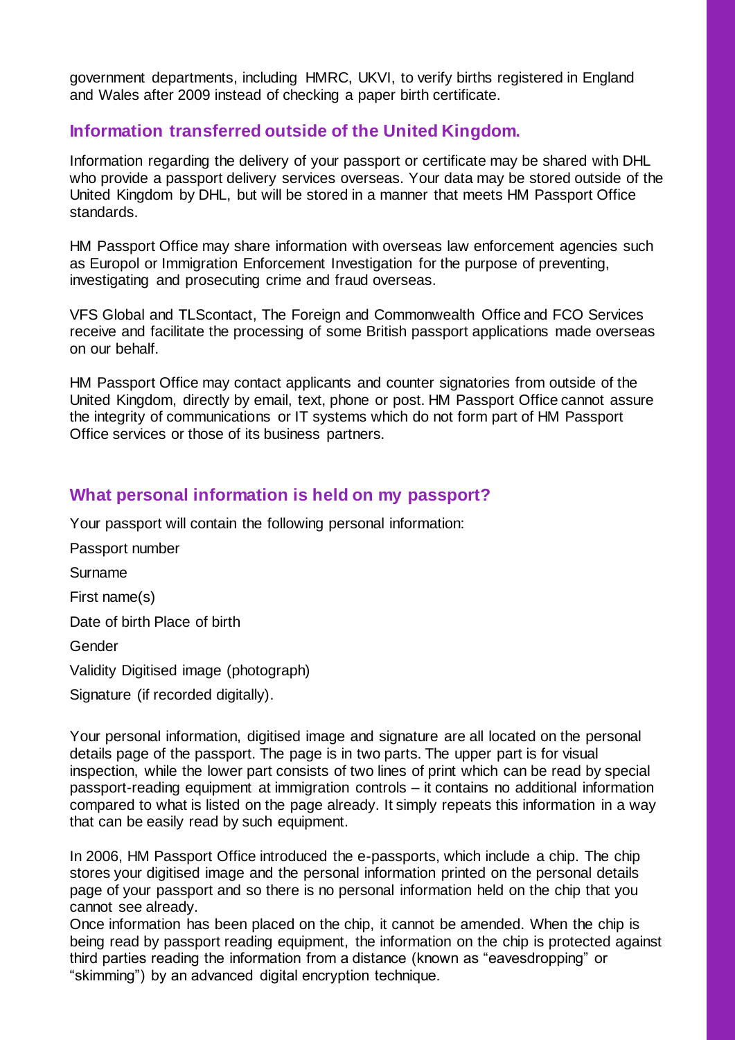government departments, including HMRC, UKVI, to verify births registered in England and Wales after 2009 instead of checking a paper birth certificate.

## Information transferred outside of the United Kingdom.

Information regarding the delivery of your passport or certificate may be shared with DHL who provide a passport delivery services overseas. Your data may be stored outside of the United Kingdom by DHL, but will be stored in a manner that meets HM Passport Office standards.

HM Passport Office may share information with overseas law enforcement agencies such as Europol or Immigration Enforcement Investigation for the purpose of preventing, investigating and prosecuting crime and fraud overseas.

VFS Global and TLScontact, The Foreign and Commonwealth Office and FCO Services receive and facilitate the processing of some British passport applications made overseas on our behalf.

HM Passport Office may contact applicants and counter signatories from outside of the United Kingdom, directly by email, text, phone or post. HM Passport Office cannot assure the integrity of communications or IT systems which do not form part of HM Passport Office services or those of its business partners.

## What personal information is held on my passport?

Your passport will contain the following personal information:

Passport number

Surname

First name(s)

Date of birth Place of birth

Gender

Validity Digitised image (photograph)

Signature (if recorded digitally).

Your personal information, digitised image and signature are all located on the personal details page of the passport. The page is in two parts. The upper part is for visual inspection, while the lower part consists of two lines of print which can be read by special passport-reading equipment at immigration controls – it contains no additional information compared to what is listed on the page already. It simply repeats this information in a way that can be easily read by such equipment.

In 2006, HM Passport Office introduced the e-passports, which include a chip. The chip stores your digitised image and the personal information printed on the personal details page of your passport and so there is no personal information held on the chip that you cannot see already.
Once information has been placed on the chip, it cannot be amended. When the chip is being read by passport reading equipment, the information on the chip is protected against third parties reading the information from a distance (known as "eavesdropping" or "skimming") by an advanced digital encryption technique.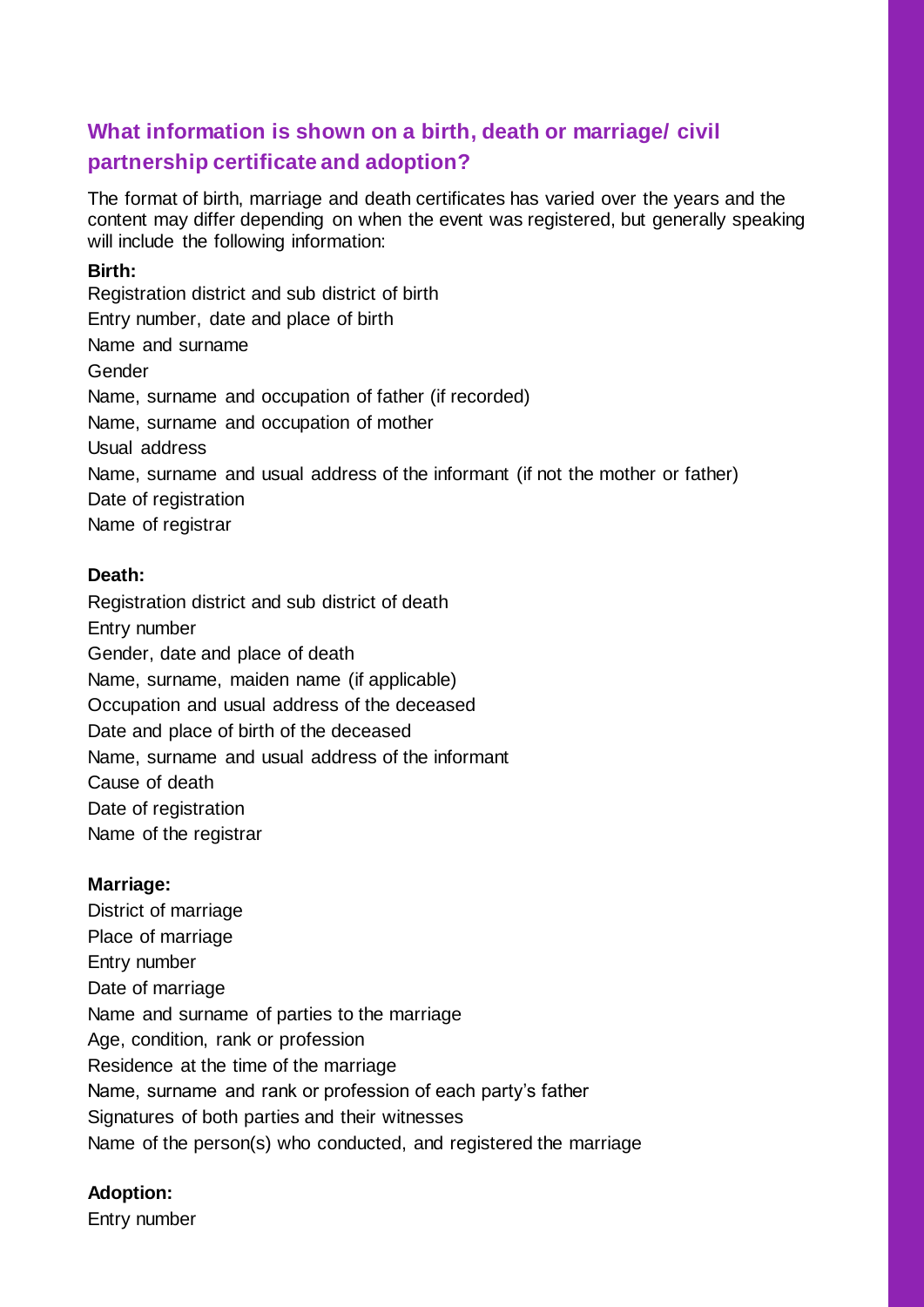## What information is shown on a birth, death or marriage/ civil partnership certificate and adoption?

The format of birth, marriage and death certificates has varied over the years and the content may differ depending on when the event was registered, but generally speaking will include the following information:

**Birth:**

Registration district and sub district of birth
Entry number, date and place of birth
Name and surname
Gender
Name, surname and occupation of father (if recorded)
Name, surname and occupation of mother
Usual address
Name, surname and usual address of the informant (if not the mother or father)
Date of registration
Name of registrar

**Death:**

Registration district and sub district of death
Entry number
Gender, date and place of death
Name, surname, maiden name (if applicable)
Occupation and usual address of the deceased
Date and place of birth of the deceased
Name, surname and usual address of the informant
Cause of death
Date of registration
Name of the registrar

**Marriage:**

District of marriage
Place of marriage
Entry number
Date of marriage
Name and surname of parties to the marriage
Age, condition, rank or profession
Residence at the time of the marriage
Name, surname and rank or profession of each party's father
Signatures of both parties and their witnesses
Name of the person(s) who conducted, and registered the marriage

**Adoption:**

Entry number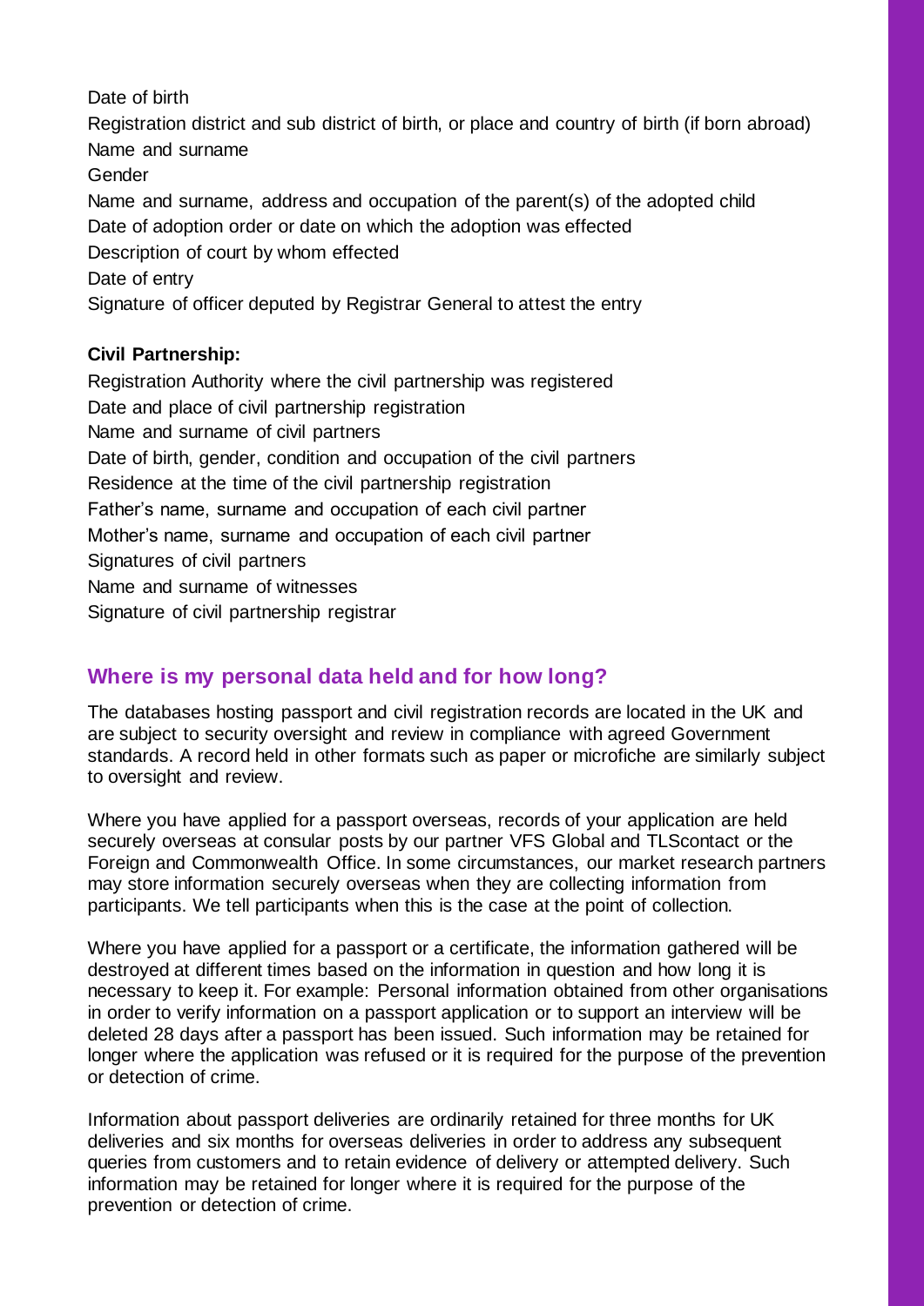Date of birth

Registration district and sub district of birth, or place and country of birth (if born abroad)

Name and surname

Gender

Name and surname, address and occupation of the parent(s) of the adopted child

Date of adoption order or date on which the adoption was effected

Description of court by whom effected

Date of entry

Signature of officer deputed by Registrar General to attest the entry

**Civil Partnership:**

Registration Authority where the civil partnership was registered

Date and place of civil partnership registration

Name and surname of civil partners

Date of birth, gender, condition and occupation of the civil partners

Residence at the time of the civil partnership registration

Father's name, surname and occupation of each civil partner

Mother's name, surname and occupation of each civil partner

Signatures of civil partners

Name and surname of witnesses

Signature of civil partnership registrar

## Where is my personal data held and for how long?

The databases hosting passport and civil registration records are located in the UK and are subject to security oversight and review in compliance with agreed Government standards. A record held in other formats such as paper or microfiche are similarly subject to oversight and review.

Where you have applied for a passport overseas, records of your application are held securely overseas at consular posts by our partner VFS Global and TLScontact or the Foreign and Commonwealth Office. In some circumstances, our market research partners may store information securely overseas when they are collecting information from participants. We tell participants when this is the case at the point of collection.

Where you have applied for a passport or a certificate, the information gathered will be destroyed at different times based on the information in question and how long it is necessary to keep it. For example: Personal information obtained from other organisations in order to verify information on a passport application or to support an interview will be deleted 28 days after a passport has been issued. Such information may be retained for longer where the application was refused or it is required for the purpose of the prevention or detection of crime.

Information about passport deliveries are ordinarily retained for three months for UK deliveries and six months for overseas deliveries in order to address any subsequent queries from customers and to retain evidence of delivery or attempted delivery. Such information may be retained for longer where it is required for the purpose of the prevention or detection of crime.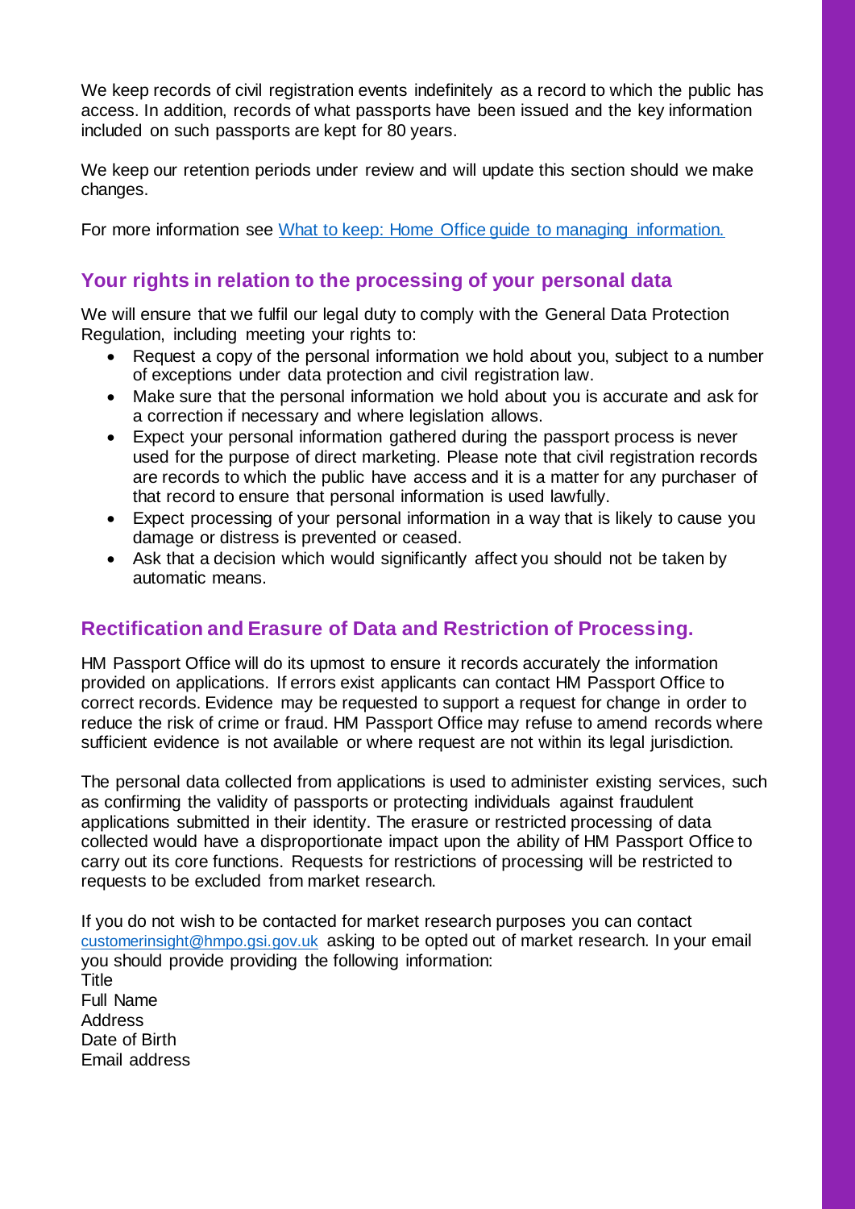We keep records of civil registration events indefinitely as a record to which the public has access. In addition, records of what passports have been issued and the key information included on such passports are kept for 80 years.

We keep our retention periods under review and will update this section should we make changes.

For more information see [What to keep: Home Office guide to managing information.]()

## Your rights in relation to the processing of your personal data

We will ensure that we fulfil our legal duty to comply with the General Data Protection Regulation, including meeting your rights to:

- Request a copy of the personal information we hold about you, subject to a number of exceptions under data protection and civil registration law.
- Make sure that the personal information we hold about you is accurate and ask for a correction if necessary and where legislation allows.
- Expect your personal information gathered during the passport process is never used for the purpose of direct marketing. Please note that civil registration records are records to which the public have access and it is a matter for any purchaser of that record to ensure that personal information is used lawfully.
- Expect processing of your personal information in a way that is likely to cause you damage or distress is prevented or ceased.
- Ask that a decision which would significantly affect you should not be taken by automatic means.

## Rectification and Erasure of Data and Restriction of Processing.

HM Passport Office will do its upmost to ensure it records accurately the information provided on applications. If errors exist applicants can contact HM Passport Office to correct records. Evidence may be requested to support a request for change in order to reduce the risk of crime or fraud. HM Passport Office may refuse to amend records where sufficient evidence is not available or where request are not within its legal jurisdiction.

The personal data collected from applications is used to administer existing services, such as confirming the validity of passports or protecting individuals against fraudulent applications submitted in their identity. The erasure or restricted processing of data collected would have a disproportionate impact upon the ability of HM Passport Office to carry out its core functions. Requests for restrictions of processing will be restricted to requests to be excluded from market research.

If you do not wish to be contacted for market research purposes you can contact customerinsight@hmpo.gsi.gov.uk asking to be opted out of market research. In your email you should provide providing the following information:
Title
Full Name
Address
Date of Birth
Email address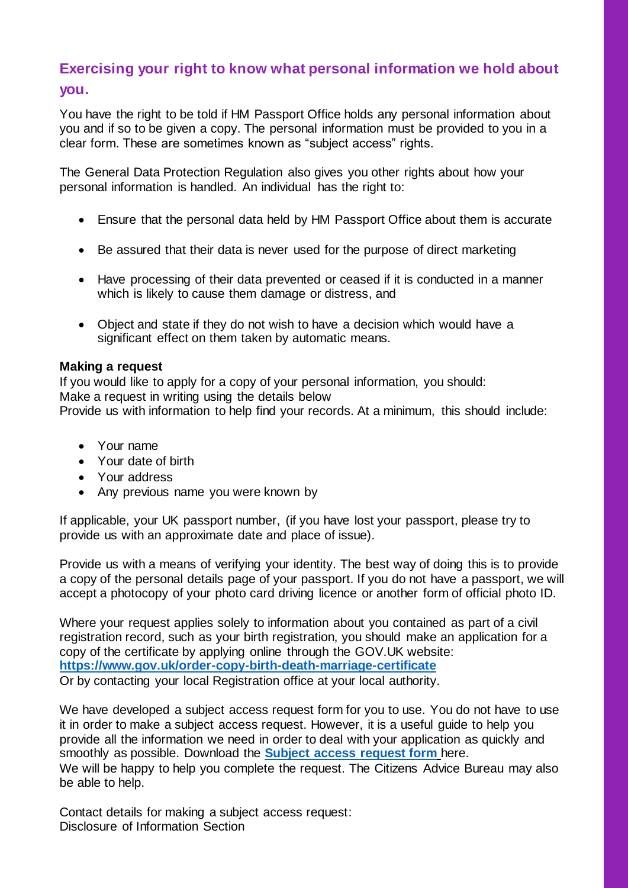## Exercising your right to know what personal information we hold about you.

You have the right to be told if HM Passport Office holds any personal information about you and if so to be given a copy. The personal information must be provided to you in a clear form. These are sometimes known as "subject access" rights.

The General Data Protection Regulation also gives you other rights about how your personal information is handled. An individual has the right to:

- Ensure that the personal data held by HM Passport Office about them is accurate
- Be assured that their data is never used for the purpose of direct marketing
- Have processing of their data prevented or ceased if it is conducted in a manner which is likely to cause them damage or distress, and
- Object and state if they do not wish to have a decision which would have a significant effect on them taken by automatic means.

**Making a request**

If you would like to apply for a copy of your personal information, you should:
Make a request in writing using the details below
Provide us with information to help find your records. At a minimum, this should include:

- Your name
- Your date of birth
- Your address
- Any previous name you were known by

If applicable, your UK passport number, (if you have lost your passport, please try to provide us with an approximate date and place of issue).

Provide us with a means of verifying your identity. The best way of doing this is to provide a copy of the personal details page of your passport. If you do not have a passport, we will accept a photocopy of your photo card driving licence or another form of official photo ID.

Where your request applies solely to information about you contained as part of a civil registration record, such as your birth registration, you should make an application for a copy of the certificate by applying online through the GOV.UK website:
**https://www.gov.uk/order-copy-birth-death-marriage-certificate**
Or by contacting your local Registration office at your local authority.

We have developed a subject access request form for you to use. You do not have to use it in order to make a subject access request. However, it is a useful guide to help you provide all the information we need in order to deal with your application as quickly and smoothly as possible. Download the **Subject access request form** here.
We will be happy to help you complete the request. The Citizens Advice Bureau may also be able to help.

Contact details for making a subject access request:
Disclosure of Information Section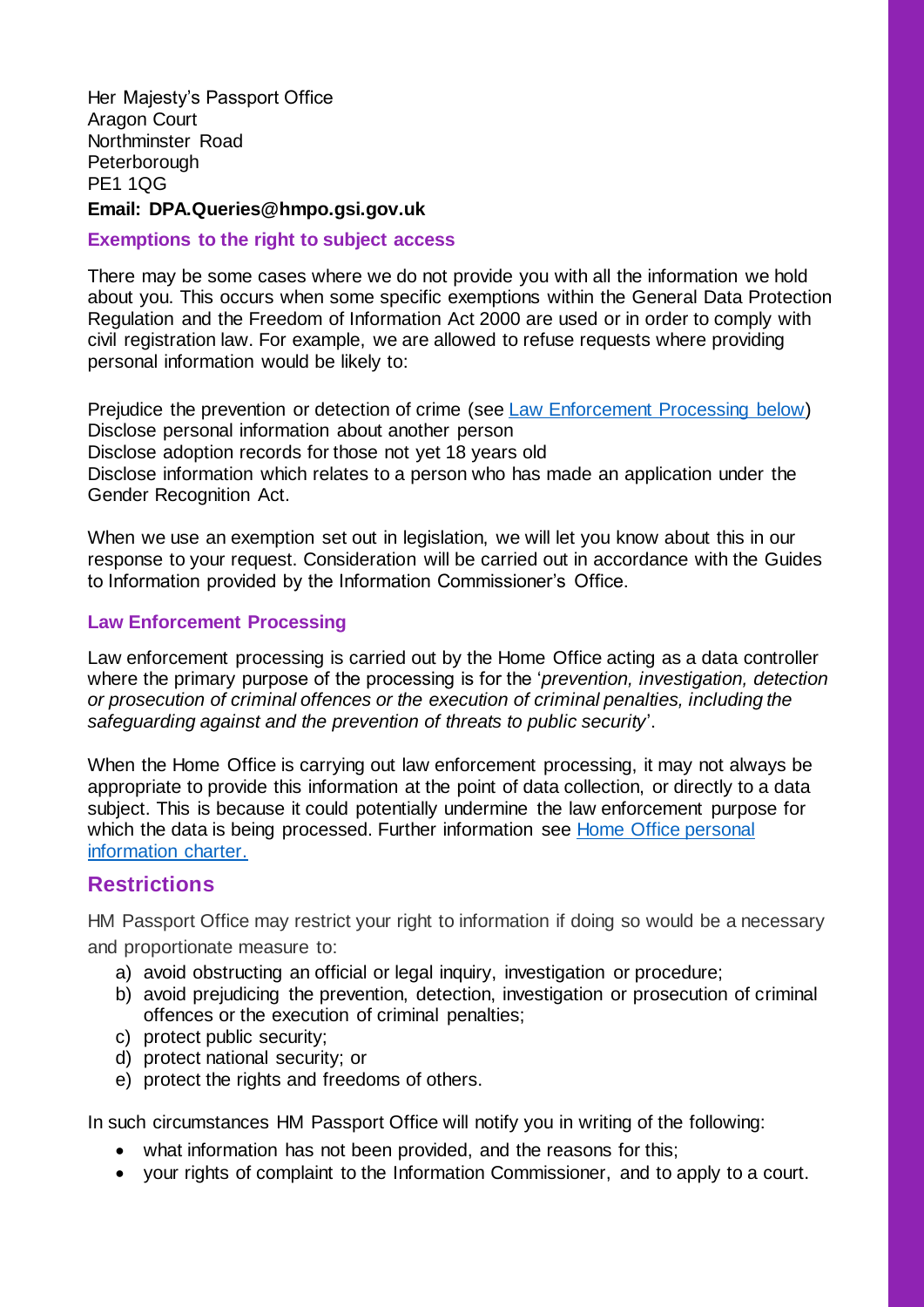Her Majesty's Passport Office
Aragon Court
Northminster Road
Peterborough
PE1 1QG
**Email: DPA.Queries@hmpo.gsi.gov.uk**

### Exemptions to the right to subject access

There may be some cases where we do not provide you with all the information we hold about you. This occurs when some specific exemptions within the General Data Protection Regulation and the Freedom of Information Act 2000 are used or in order to comply with civil registration law. For example, we are allowed to refuse requests where providing personal information would be likely to:

Prejudice the prevention or detection of crime (see [Law Enforcement Processing below](#law-enforcement-processing))
Disclose personal information about another person
Disclose adoption records for those not yet 18 years old
Disclose information which relates to a person who has made an application under the Gender Recognition Act.

When we use an exemption set out in legislation, we will let you know about this in our response to your request. Consideration will be carried out in accordance with the Guides to Information provided by the Information Commissioner's Office.

### Law Enforcement Processing

Law enforcement processing is carried out by the Home Office acting as a data controller where the primary purpose of the processing is for the '*prevention, investigation, detection or prosecution of criminal offences or the execution of criminal penalties, including the safeguarding against and the prevention of threats to public security*'.

When the Home Office is carrying out law enforcement processing, it may not always be appropriate to provide this information at the point of data collection, or directly to a data subject. This is because it could potentially undermine the law enforcement purpose for which the data is being processed. Further information see [Home Office personal information charter.]()

## Restrictions

HM Passport Office may restrict your right to information if doing so would be a necessary and proportionate measure to:

a) avoid obstructing an official or legal inquiry, investigation or procedure;
b) avoid prejudicing the prevention, detection, investigation or prosecution of criminal offences or the execution of criminal penalties;
c) protect public security;
d) protect national security; or
e) protect the rights and freedoms of others.

In such circumstances HM Passport Office will notify you in writing of the following:

- what information has not been provided, and the reasons for this;
- your rights of complaint to the Information Commissioner, and to apply to a court.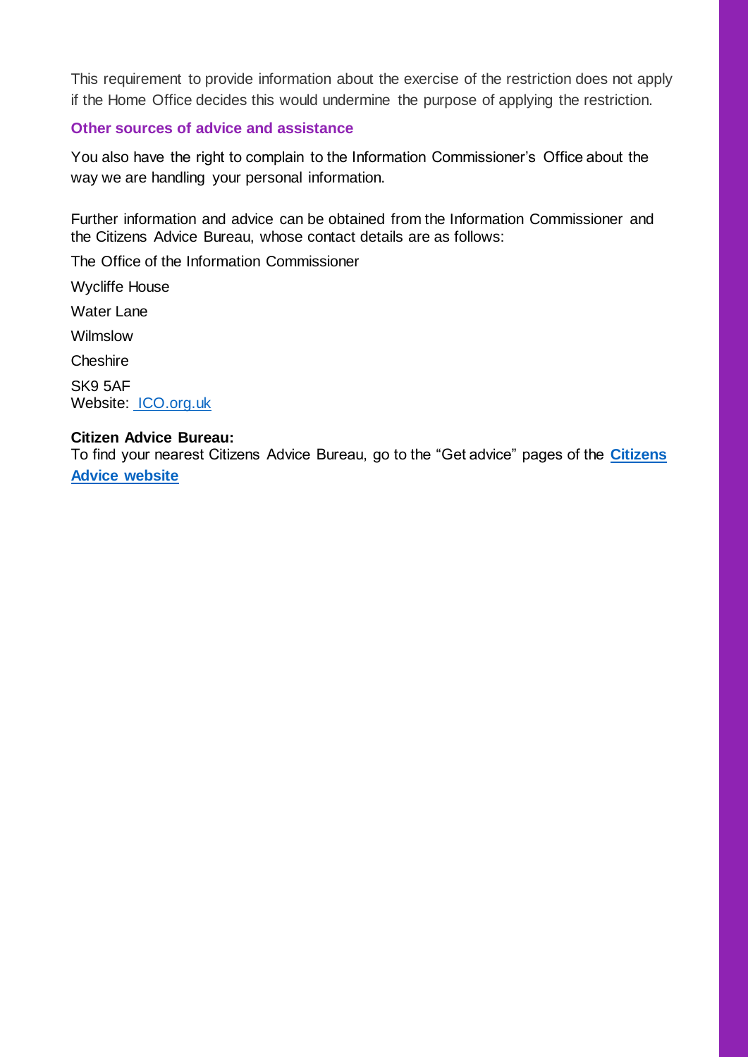This requirement to provide information about the exercise of the restriction does not apply if the Home Office decides this would undermine the purpose of applying the restriction.

### Other sources of advice and assistance

You also have the right to complain to the Information Commissioner's Office about the way we are handling your personal information.

Further information and advice can be obtained from the Information Commissioner and the Citizens Advice Bureau, whose contact details are as follows:

The Office of the Information Commissioner

Wycliffe House

Water Lane

Wilmslow

Cheshire

SK9 5AF
Website: ICO.org.uk

**Citizen Advice Bureau:**
To find your nearest Citizens Advice Bureau, go to the "Get advice" pages of the **Citizens Advice website**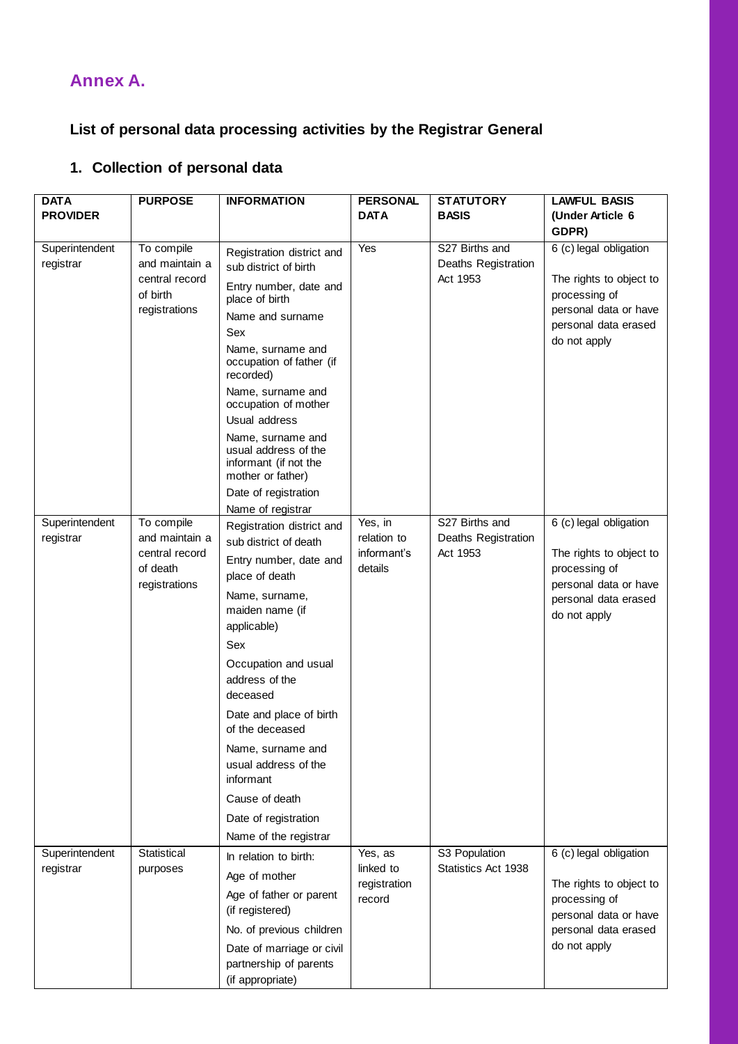## Annex A.

### List of personal data processing activities by the Registrar General

### 1. Collection of personal data

| DATA PROVIDER | PURPOSE | INFORMATION | PERSONAL DATA | STATUTORY BASIS | LAWFUL BASIS (Under Article 6 GDPR) |
|---|---|---|---|---|---|
| Superintendent registrar | To compile and maintain a central record of birth registrations | Registration district and sub district of birth<br>Entry number, date and place of birth<br>Name and surname<br>Sex<br>Name, surname and occupation of father (if recorded)<br>Name, surname and occupation of mother<br>Usual address<br>Name, surname and usual address of the informant (if not the mother or father)<br>Date of registration<br>Name of registrar | Yes | S27 Births and Deaths Registration Act 1953 | 6 (c) legal obligation<br>The rights to object to processing of personal data or have personal data erased do not apply |
| Superintendent registrar | To compile and maintain a central record of death registrations | Registration district and sub district of death<br>Entry number, date and place of death<br>Name, surname, maiden name (if applicable)<br>Sex<br>Occupation and usual address of the deceased<br>Date and place of birth of the deceased<br>Name, surname and usual address of the informant<br>Cause of death<br>Date of registration<br>Name of the registrar | Yes, in relation to informant's details | S27 Births and Deaths Registration Act 1953 | 6 (c) legal obligation<br>The rights to object to processing of personal data or have personal data erased do not apply |
| Superintendent registrar | Statistical purposes | In relation to birth:<br>Age of mother<br>Age of father or parent (if registered)<br>No. of previous children<br>Date of marriage or civil partnership of parents (if appropriate) | Yes, as linked to registration record | S3 Population Statistics Act 1938 | 6 (c) legal obligation<br>The rights to object to processing of personal data or have personal data erased do not apply |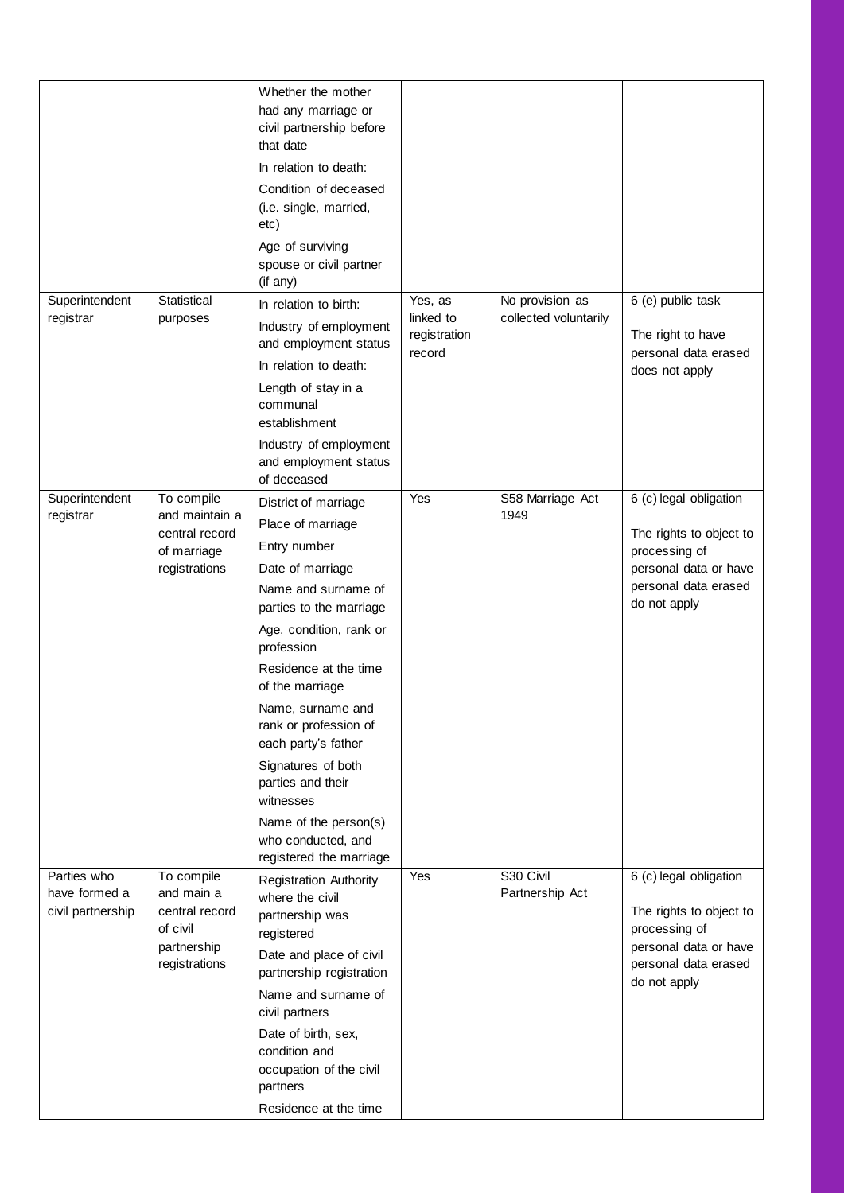| | | | | | |
|---|---|---|---|---|---|
| | | Whether the mother had any marriage or civil partnership before that date<br>In relation to death:<br>Condition of deceased (i.e. single, married, etc)<br>Age of surviving spouse or civil partner (if any) | | | |
| Superintendent registrar | Statistical purposes | In relation to birth:<br>Industry of employment and employment status<br>In relation to death:<br>Length of stay in a communal establishment<br>Industry of employment and employment status of deceased | Yes, as linked to registration record | No provision as collected voluntarily | 6 (e) public task<br><br>The right to have personal data erased does not apply |
| Superintendent registrar | To compile and maintain a central record of marriage registrations | District of marriage<br>Place of marriage<br>Entry number<br>Date of marriage<br>Name and surname of parties to the marriage<br>Age, condition, rank or profession<br>Residence at the time of the marriage<br>Name, surname and rank or profession of each party's father<br>Signatures of both parties and their witnesses<br>Name of the person(s) who conducted, and registered the marriage | Yes | S58 Marriage Act 1949 | 6 (c) legal obligation<br><br>The rights to object to processing of personal data or have personal data erased do not apply |
| Parties who have formed a civil partnership | To compile and main a central record of civil partnership registrations | Registration Authority where the civil partnership was registered<br>Date and place of civil partnership registration<br>Name and surname of civil partners<br>Date of birth, sex, condition and occupation of the civil partners<br>Residence at the time | Yes | S30 Civil Partnership Act | 6 (c) legal obligation<br><br>The rights to object to processing of personal data or have personal data erased do not apply |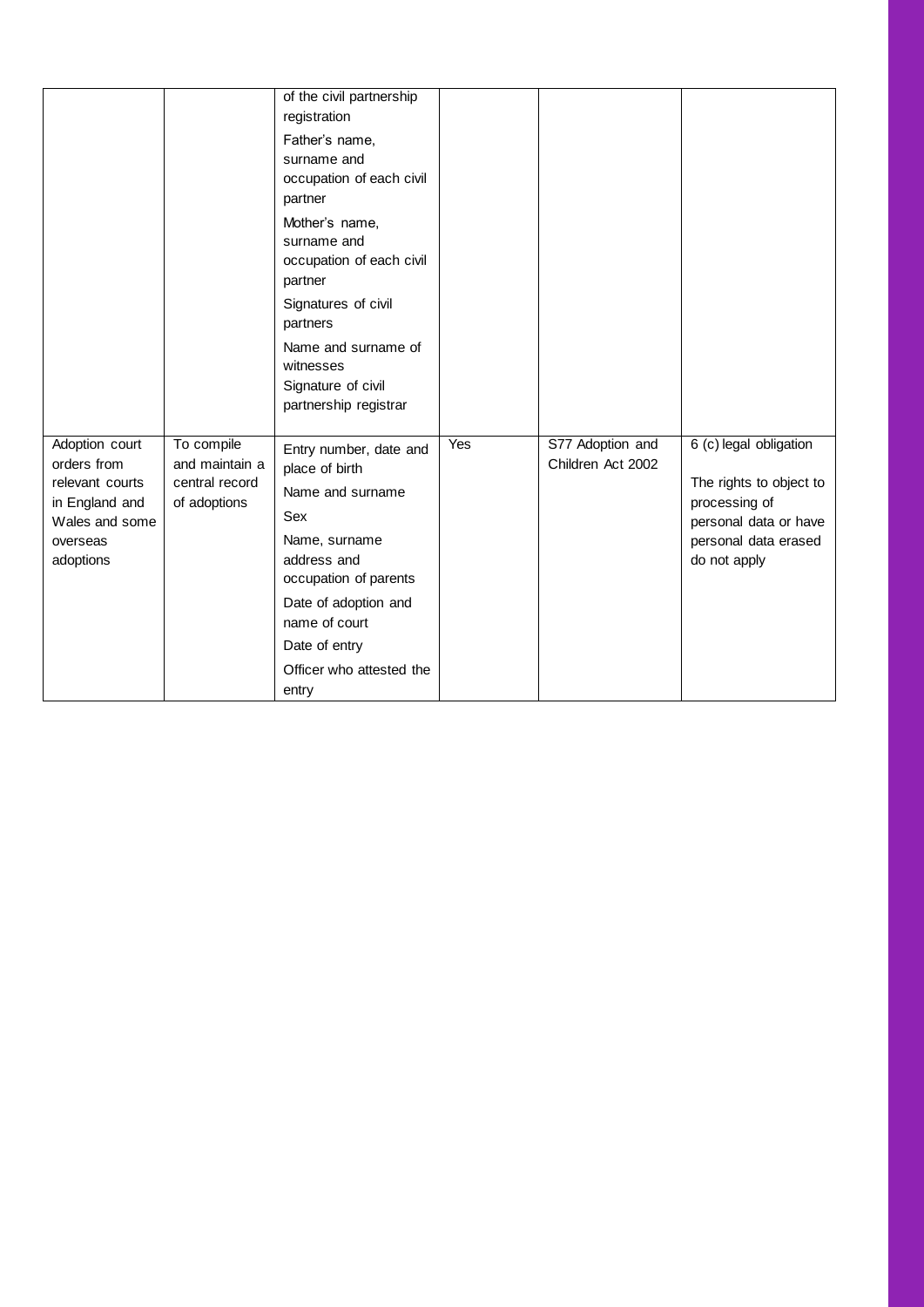|  |  |  |  |  |  |
|---|---|---|---|---|---|
|  |  | of the civil partnership registration<br>Father's name, surname and occupation of each civil partner<br>Mother's name, surname and occupation of each civil partner<br>Signatures of civil partners<br>Name and surname of witnesses<br>Signature of civil partnership registrar |  |  |  |
| Adoption court orders from relevant courts in England and Wales and some overseas adoptions | To compile and maintain a central record of adoptions | Entry number, date and place of birth<br>Name and surname<br>Sex<br>Name, surname address and occupation of parents<br>Date of adoption and name of court<br>Date of entry<br>Officer who attested the entry | Yes | S77 Adoption and Children Act 2002 | 6 (c) legal obligation<br>The rights to object to processing of personal data or have personal data erased do not apply |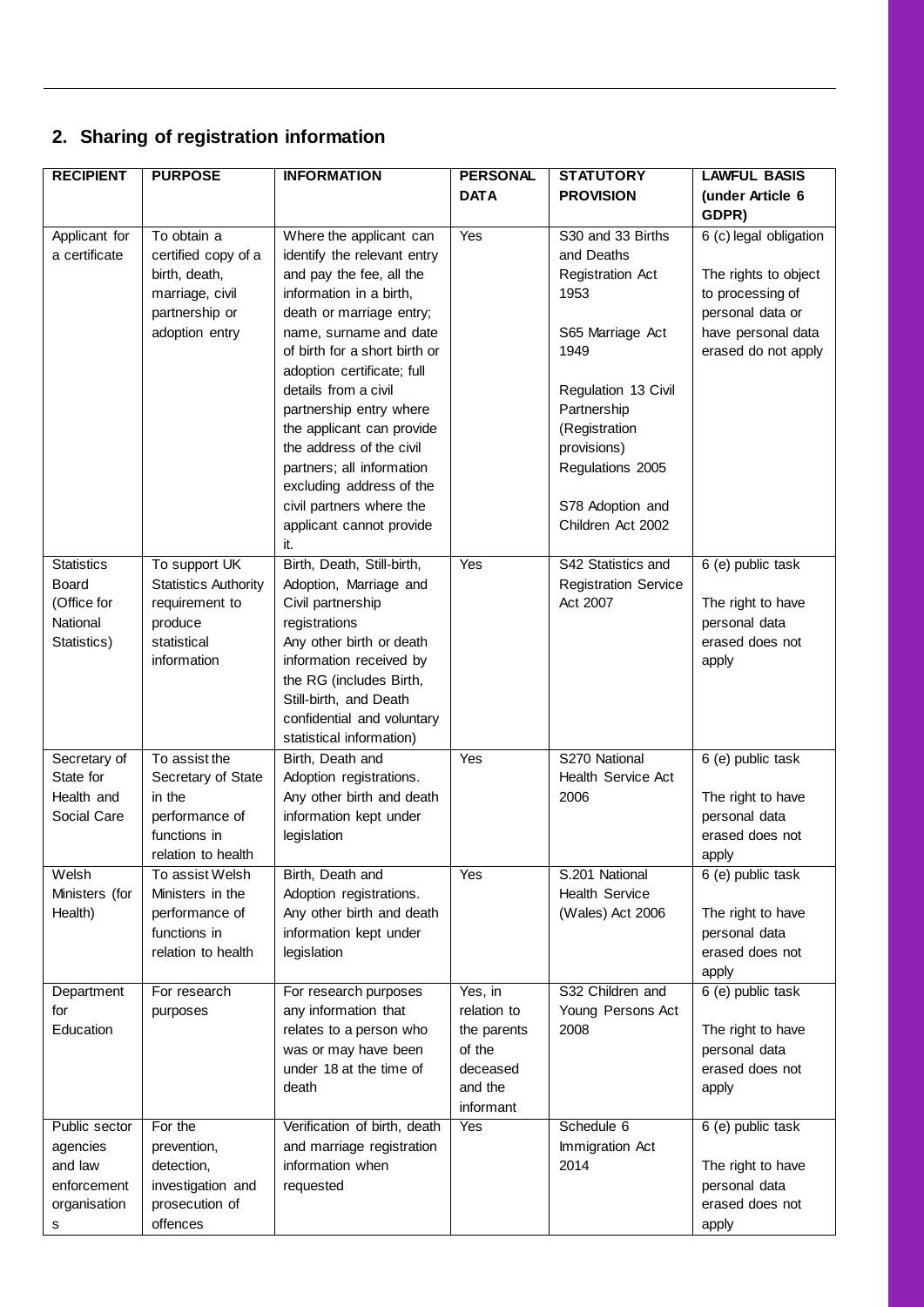## 2. Sharing of registration information

| RECIPIENT | PURPOSE | INFORMATION | PERSONAL DATA | STATUTORY PROVISION | LAWFUL BASIS (under Article 6 GDPR) |
|---|---|---|---|---|---|
| Applicant for a certificate | To obtain a certified copy of a birth, death, marriage, civil partnership or adoption entry | Where the applicant can identify the relevant entry and pay the fee, all the information in a birth, death or marriage entry; name, surname and date of birth for a short birth or adoption certificate; full details from a civil partnership entry where the applicant can provide the address of the civil partners; all information excluding address of the civil partners where the applicant cannot provide it. | Yes | S30 and 33 Births and Deaths Registration Act 1953<br><br>S65 Marriage Act 1949<br><br>Regulation 13 Civil Partnership (Registration provisions) Regulations 2005<br><br>S78 Adoption and Children Act 2002 | 6 (c) legal obligation<br><br>The rights to object to processing of personal data or have personal data erased do not apply |
| Statistics Board (Office for National Statistics) | To support UK Statistics Authority requirement to produce statistical information | Birth, Death, Still-birth, Adoption, Marriage and Civil partnership registrations<br>Any other birth or death information received by the RG (includes Birth, Still-birth, and Death confidential and voluntary statistical information) | Yes | S42 Statistics and Registration Service Act 2007 | 6 (e) public task<br><br>The right to have personal data erased does not apply |
| Secretary of State for Health and Social Care | To assist the Secretary of State in the performance of functions in relation to health | Birth, Death and Adoption registrations.<br>Any other birth and death information kept under legislation | Yes | S270 National Health Service Act 2006 | 6 (e) public task<br><br>The right to have personal data erased does not apply |
| Welsh Ministers (for Health) | To assist Welsh Ministers in the performance of functions in relation to health | Birth, Death and Adoption registrations.<br>Any other birth and death information kept under legislation | Yes | S.201 National Health Service (Wales) Act 2006 | 6 (e) public task<br><br>The right to have personal data erased does not apply |
| Department for Education | For research purposes | For research purposes any information that relates to a person who was or may have been under 18 at the time of death | Yes, in relation to the parents of the deceased and the informant | S32 Children and Young Persons Act 2008 | 6 (e) public task<br><br>The right to have personal data erased does not apply |
| Public sector agencies and law enforcement organisations | For the prevention, detection, investigation and prosecution of offences | Verification of birth, death and marriage registration information when requested | Yes | Schedule 6 Immigration Act 2014 | 6 (e) public task<br><br>The right to have personal data erased does not apply |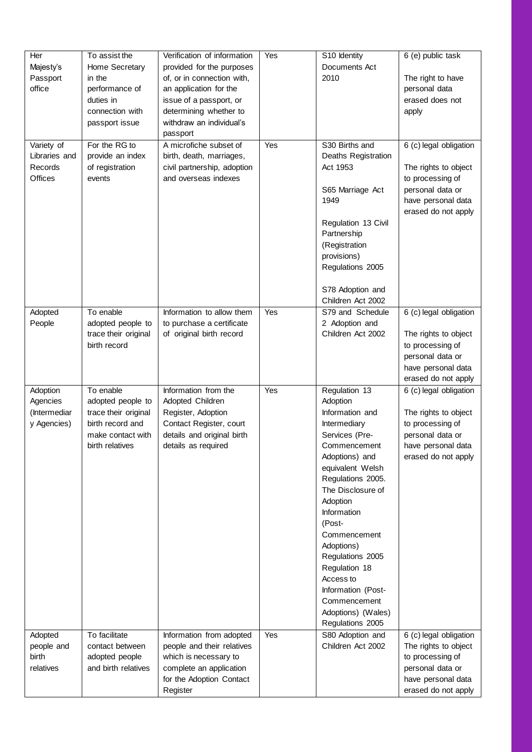| | | | | | |
|---|---|---|---|---|---|
| Her Majesty's Passport office | To assist the Home Secretary in the performance of duties in connection with passport issue | Verification of information provided for the purposes of, or in connection with, an application for the issue of a passport, or determining whether to withdraw an individual's passport | Yes | S10 Identity Documents Act 2010 | 6 (e) public task<br><br>The right to have personal data erased does not apply |
| Variety of Libraries and Records Offices | For the RG to provide an index of registration events | A microfiche subset of birth, death, marriages, civil partnership, adoption and overseas indexes | Yes | S30 Births and Deaths Registration Act 1953<br><br>S65 Marriage Act 1949<br><br>Regulation 13 Civil Partnership (Registration provisions) Regulations 2005<br><br>S78 Adoption and Children Act 2002 | 6 (c) legal obligation<br><br>The rights to object to processing of personal data or have personal data erased do not apply |
| Adopted People | To enable adopted people to trace their original birth record | Information to allow them to purchase a certificate of original birth record | Yes | S79 and Schedule 2 Adoption and Children Act 2002 | 6 (c) legal obligation<br><br>The rights to object to processing of personal data or have personal data erased do not apply |
| Adoption Agencies (Intermediary Agencies) | To enable adopted people to trace their original birth record and make contact with birth relatives | Information from the Adopted Children Register, Adoption Contact Register, court details and original birth details as required | Yes | Regulation 13 Adoption Information and Intermediary Services (Pre-Commencement Adoptions) and equivalent Welsh Regulations 2005. The Disclosure of Adoption Information (Post-Commencement Adoptions) Regulations 2005 Regulation 18 Access to Information (Post-Commencement Adoptions) (Wales) Regulations 2005 | 6 (c) legal obligation<br><br>The rights to object to processing of personal data or have personal data erased do not apply |
| Adopted people and birth relatives | To facilitate contact between adopted people and birth relatives | Information from adopted people and their relatives which is necessary to complete an application for the Adoption Contact Register | Yes | S80 Adoption and Children Act 2002 | 6 (c) legal obligation<br>The rights to object to processing of personal data or have personal data erased do not apply |